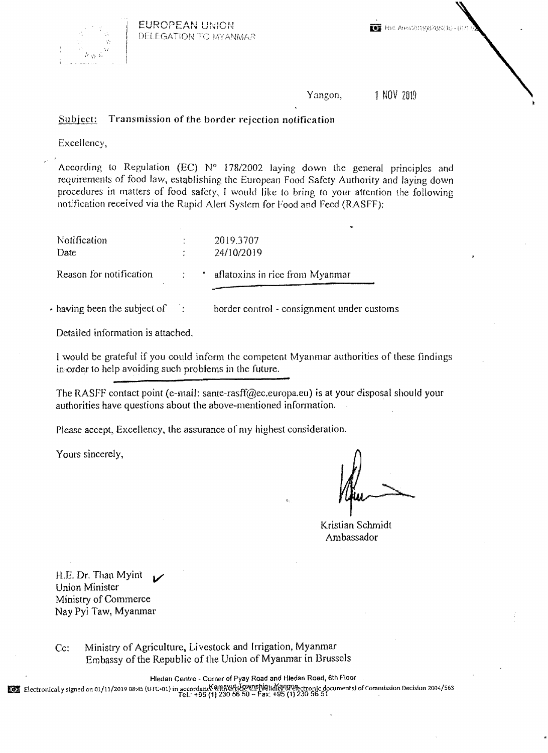EUROPEAN UNION
DELEGATION TO MYANMAR

Ref. Ares(2019)6788210 - 01/11/2019

Yangon, 1 NOV 2019

**Subject: Transmission of the border rejection notification**

Excellency,

According to Regulation (EC) N° 178/2002 laying down the general principles and requirements of food law, establishing the European Food Safety Authority and laying down procedures in matters of food safety, I would like to bring to your attention the following notification received via the Rapid Alert System for Food and Feed (RASFF):

| | | |
|---|---|---|
| Notification | : | 2019.3707 |
| Date | : | 24/10/2019 |
| Reason for notification | : | aflatoxins in rice from Myanmar |
| having been the subject of | : | border control - consignment under customs |

Detailed information is attached.

I would be grateful if you could inform the competent Myanmar authorities of these findings in order to help avoiding such problems in the future.

The RASFF contact point (e-mail: sante-rasff@ec.europa.eu) is at your disposal should your authorities have questions about the above-mentioned information.

Please accept, Excellency, the assurance of my highest consideration.

Yours sincerely,

Kristian Schmidt
Ambassador

H.E. Dr. Than Myint
Union Minister
Ministry of Commerce
Nay Pyi Taw, Myanmar

Cc: Ministry of Agriculture, Livestock and Irrigation, Myanmar
Embassy of the Republic of the Union of Myanmar in Brussels

Hledan Centre - Corner of Pyay Road and Hledan Road, 6th Floor
Kamayut Township, Yangon
Tel.: +95 (1) 230 56 50 – Fax: +95 (1) 230 56 51

Electronically signed on 01/11/2019 08:45 (UTC+01) in accordance with article 4.2 (Validity of electronic documents) of Commission Decision 2004/563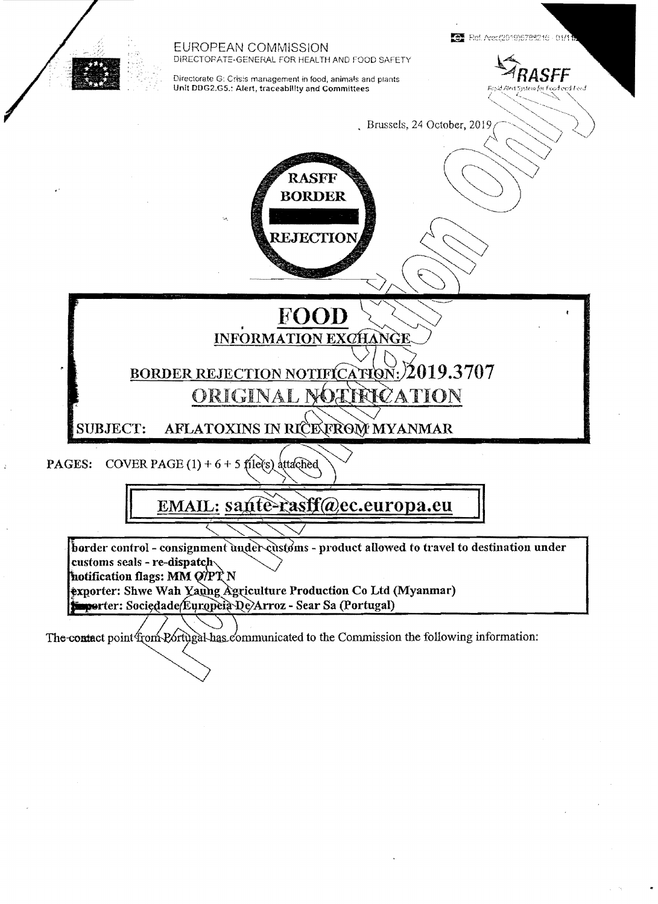EUROPEAN COMMISSION
DIRECTORATE-GENERAL FOR HEALTH AND FOOD SAFETY

Directorate G: Crisis management in food, animals and plants
Unit DDG2.G5.: Alert, traceability and Committees

Ref. Ares(2019)6789216 - 01/11

RASFF
Rapid Alert System for Food and Feed

Brussels, 24 October, 2019

RASFF
BORDER
REJECTION

# FOOD

## INFORMATION EXCHANGE

## BORDER REJECTION NOTIFICATION: 2019.3707

## ORIGINAL NOTIFICATION

**SUBJECT: AFLATOXINS IN RICE FROM MYANMAR**

**PAGES:** COVER PAGE (1) + 6 + 5 file(s) attached

## EMAIL: sante-rasff@ec.europa.eu

**border control - consignment under customs - product allowed to travel to destination under customs seals - re-dispatch**
**notification flags: MM O/PT N**
**exporter: Shwe Wah Yaung Agriculture Production Co Ltd (Myanmar)**
**importer: Sociedade Europeia De Arroz - Sear Sa (Portugal)**

The contact point from Portugal has communicated to the Commission the following information: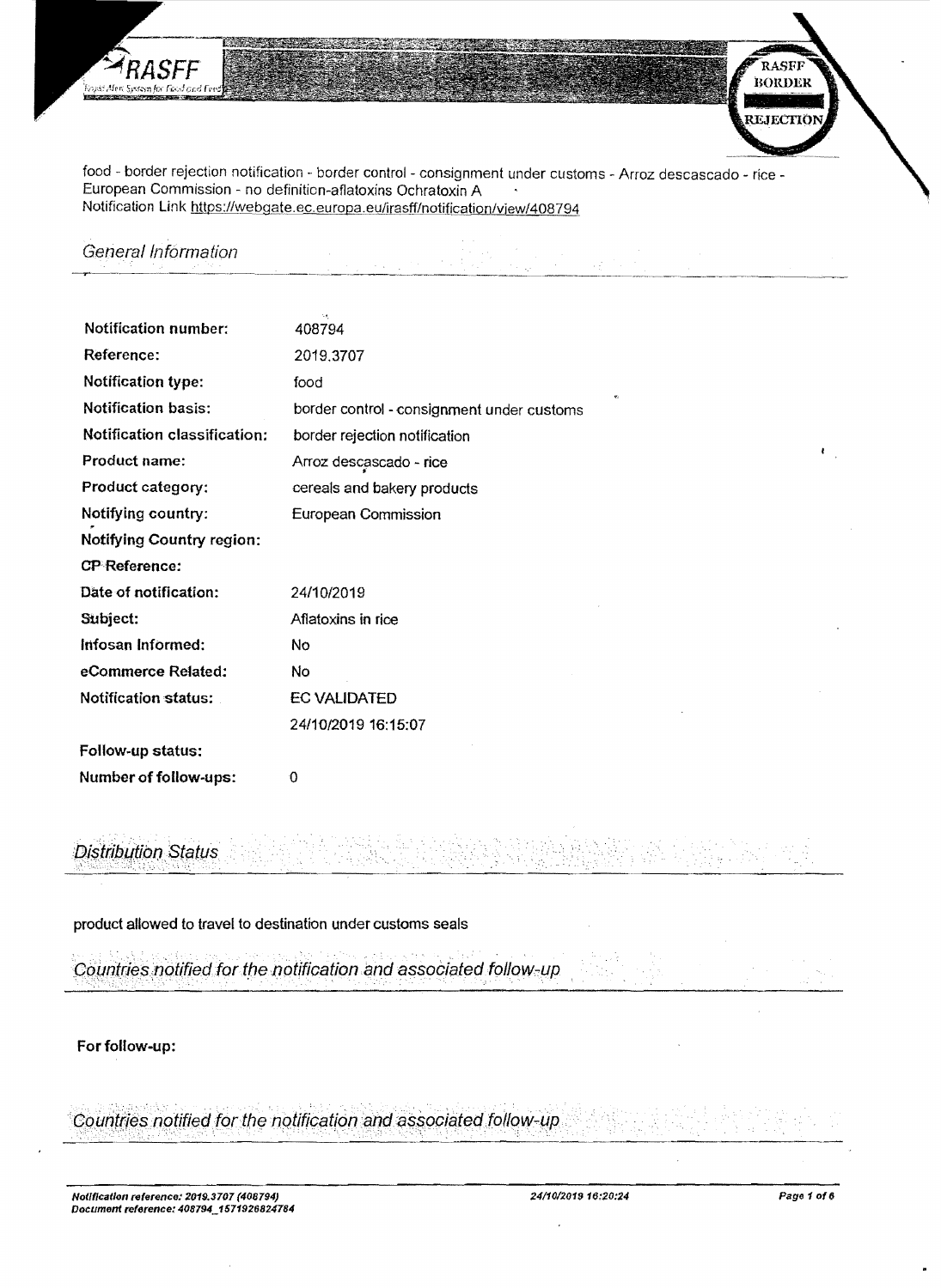RASFF

Rapid Alert System for Food and Feed

RASFF BORDER REJECTION

food - border rejection notification - border control - consignment under customs - Arroz descascado - rice - European Commission - no definition-aflatoxins Ochratoxin A
Notification Link https://webgate.ec.europa.eu/irasff/notification/view/408794

## General Information

| | |
|---|---|
| **Notification number:** | 408794 |
| **Reference:** | 2019.3707 |
| **Notification type:** | food |
| **Notification basis:** | border control - consignment under customs |
| **Notification classification:** | border rejection notification |
| **Product name:** | Arroz descascado - rice |
| **Product category:** | cereals and bakery products |
| **Notifying country:** | European Commission |
| **Notifying Country region:** | |
| **CP Reference:** | |
| **Date of notification:** | 24/10/2019 |
| **Subject:** | Aflatoxins in rice |
| **Infosan Informed:** | No |
| **eCommerce Related:** | No |
| **Notification status:** | EC VALIDATED<br>24/10/2019 16:15:07 |
| **Follow-up status:** | |
| **Number of follow-ups:** | 0 |

## Distribution Status

product allowed to travel to destination under customs seals

## Countries notified for the notification and associated follow-up

**For follow-up:**

## Countries notified for the notification and associated follow-up

*Notification reference: 2019.3707 (408794)*
*Document reference: 408794_1571926824784*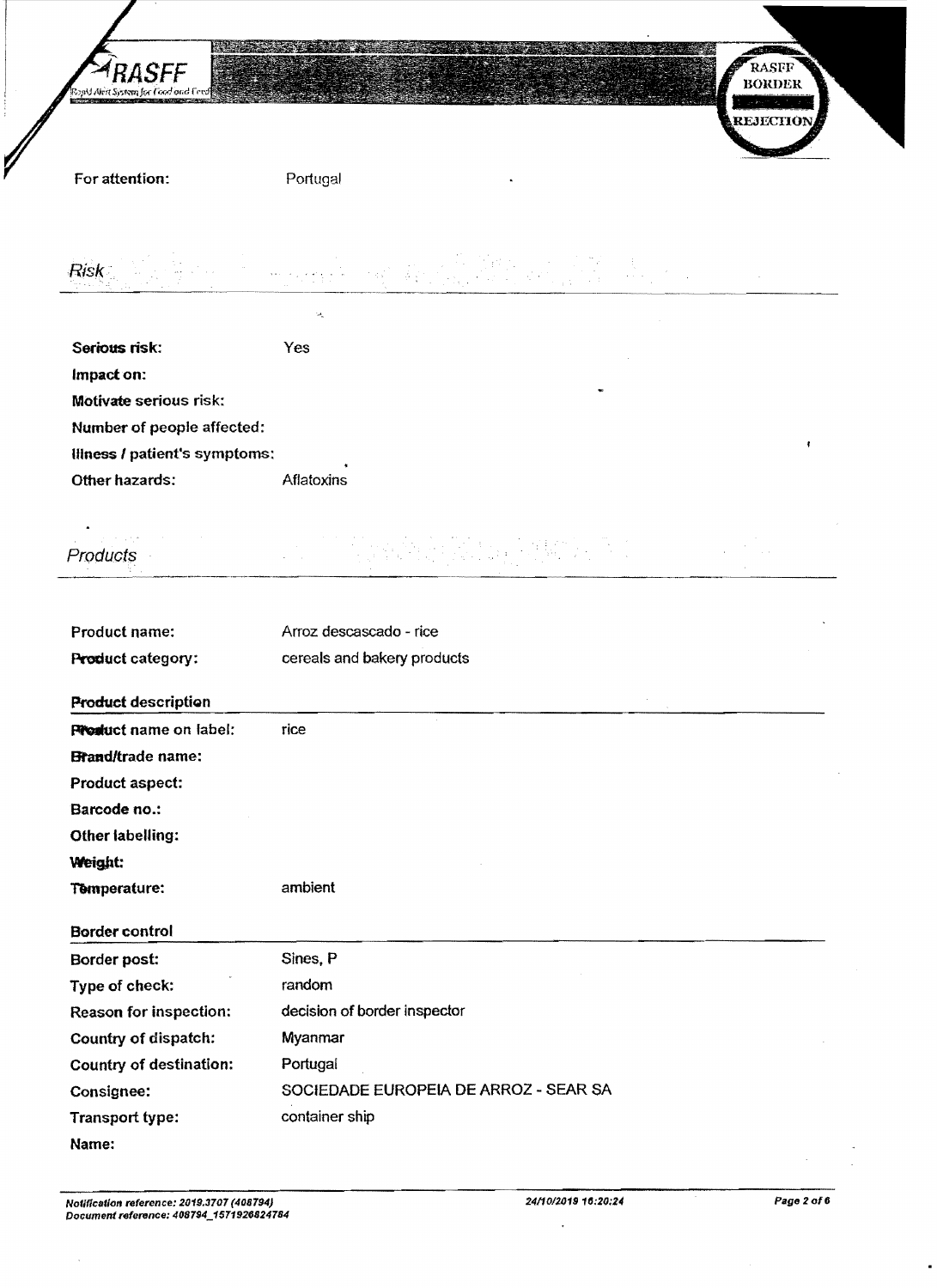RASFF
Rapid Alert System for Food and Feed

RASFF BORDER REJECTION

**For attention:** Portugal

## *Risk*

**Serious risk:** Yes

**Impact on:**

**Motivate serious risk:**

**Number of people affected:**

**Illness / patient's symptoms:**

**Other hazards:** Aflatoxins

## *Products*

**Product name:** Arroz descascado - rice

**Product category:** cereals and bakery products

### Product description

**Product name on label:** rice

**Brand/trade name:**

**Product aspect:**

**Barcode no.:**

**Other labelling:**

**Weight:**

**Temperature:** ambient

### Border control

**Border post:** Sines, P

**Type of check:** random

**Reason for inspection:** decision of border inspector

**Country of dispatch:** Myanmar

**Country of destination:** Portugal

**Consignee:** SOCIEDADE EUROPEIA DE ARROZ - SEAR SA

**Transport type:** container ship

**Name:**

*Notification reference: 2019.3707 (408794)*
*Document reference: 408794_1571926824784*

*24/10/2019 16:20:24*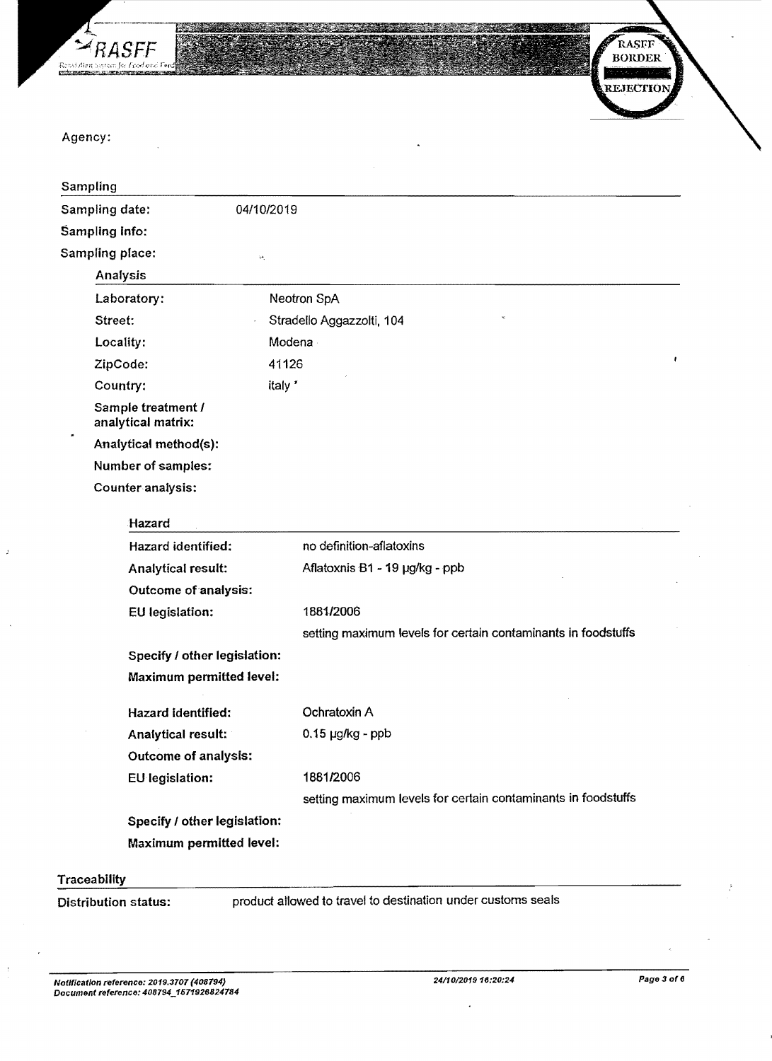Agency:

## Sampling

**Sampling date:** 04/10/2019

**Sampling info:**

**Sampling place:**

### Analysis

**Laboratory:** Neotron SpA

**Street:** Stradello Aggazzolti, 104

**Locality:** Modena

**ZipCode:** 41126

**Country:** italy

**Sample treatment / analytical matrix:**

**Analytical method(s):**

**Number of samples:**

**Counter analysis:**

#### Hazard

**Hazard identified:** no definition-aflatoxins

**Analytical result:** Aflatoxnis B1 - 19 µg/kg - ppb

**Outcome of analysis:**

**EU legislation:** 1881/2006

setting maximum levels for certain contaminants in foodstuffs

**Specify / other legislation:**

**Maximum permitted level:**

**Hazard identified:** Ochratoxin A

**Analytical result:** 0.15 µg/kg - ppb

**Outcome of analysis:**

**EU legislation:** 1881/2006

setting maximum levels for certain contaminants in foodstuffs

**Specify / other legislation:**

**Maximum permitted level:**

## Traceability

**Distribution status:** product allowed to travel to destination under customs seals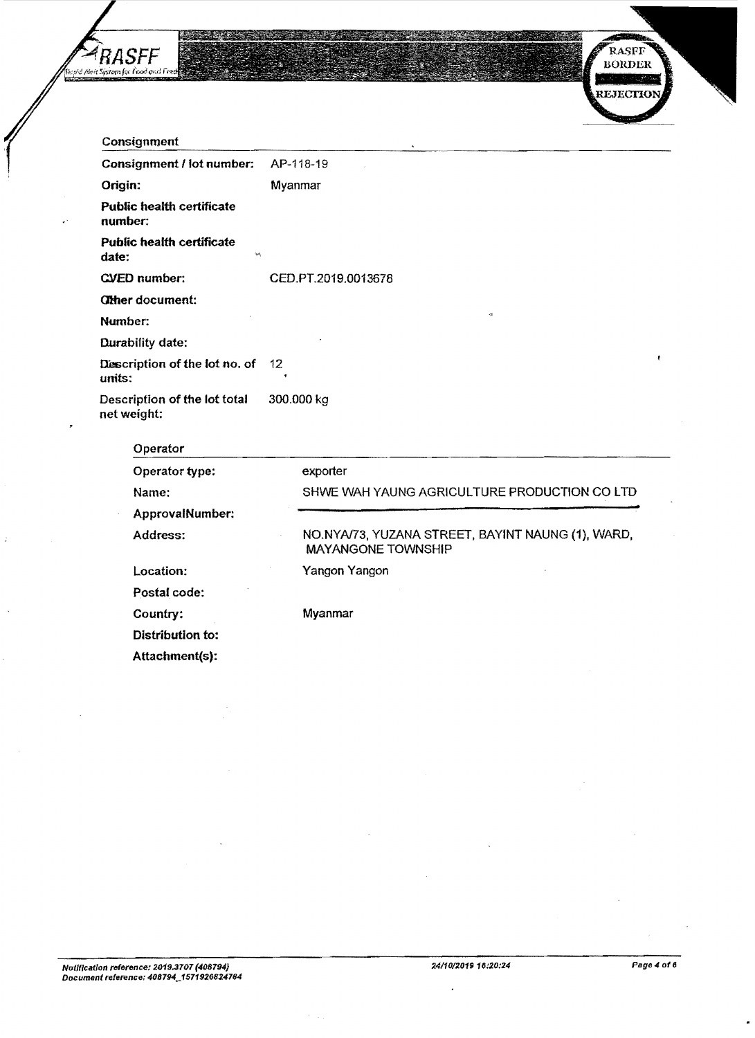## Consignment

| | |
|---|---|
| **Consignment / lot number:** | AP-118-19 |
| **Origin:** | Myanmar |
| **Public health certificate number:** | |
| **Public health certificate date:** | |
| **CVED number:** | CED.PT.2019.0013678 |
| **Other document:** | |
| **Number:** | |
| **Durability date:** | |
| **Description of the lot no. of units:** | 12 |
| **Description of the lot total net weight:** | 300.000 kg |

### Operator

| | |
|---|---|
| **Operator type:** | exporter |
| **Name:** | SHWE WAH YAUNG AGRICULTURE PRODUCTION CO LTD |
| **ApprovalNumber:** | |
| **Address:** | NO.NYA/73, YUZANA STREET, BAYINT NAUNG (1), WARD, MAYANGONE TOWNSHIP |
| **Location:** | Yangon Yangon |
| **Postal code:** | |
| **Country:** | Myanmar |
| **Distribution to:** | |
| **Attachment(s):** | |

*Notification reference: 2019.3707 (408794)*
*Document reference: 408794_1571926824784*

*24/10/2019 16:20:24*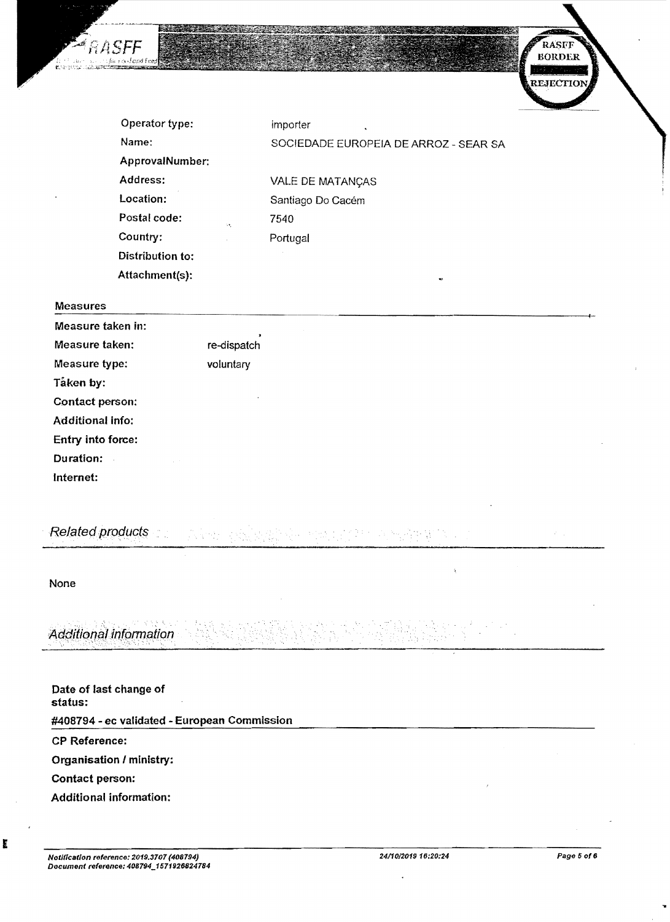| | |
|---|---|
| **Operator type:** | importer |
| **Name:** | SOCIEDADE EUROPEIA DE ARROZ - SEAR SA |
| **ApprovalNumber:** | |
| **Address:** | VALE DE MATANÇAS |
| **Location:** | Santiago Do Cacém |
| **Postal code:** | 7540 |
| **Country:** | Portugal |
| **Distribution to:** | |
| **Attachment(s):** | |

## Measures

| | |
|---|---|
| **Measure taken in:** | |
| **Measure taken:** | re-dispatch |
| **Measure type:** | voluntary |
| **Taken by:** | |
| **Contact person:** | |
| **Additional info:** | |
| **Entry into force:** | |
| **Duration:** | |
| **Internet:** | |

## *Related products*

None

## *Additional information*

**Date of last change of status:**

**#408794 - ec validated - European Commission**

**CP Reference:**

**Organisation / ministry:**

**Contact person:**

**Additional information:**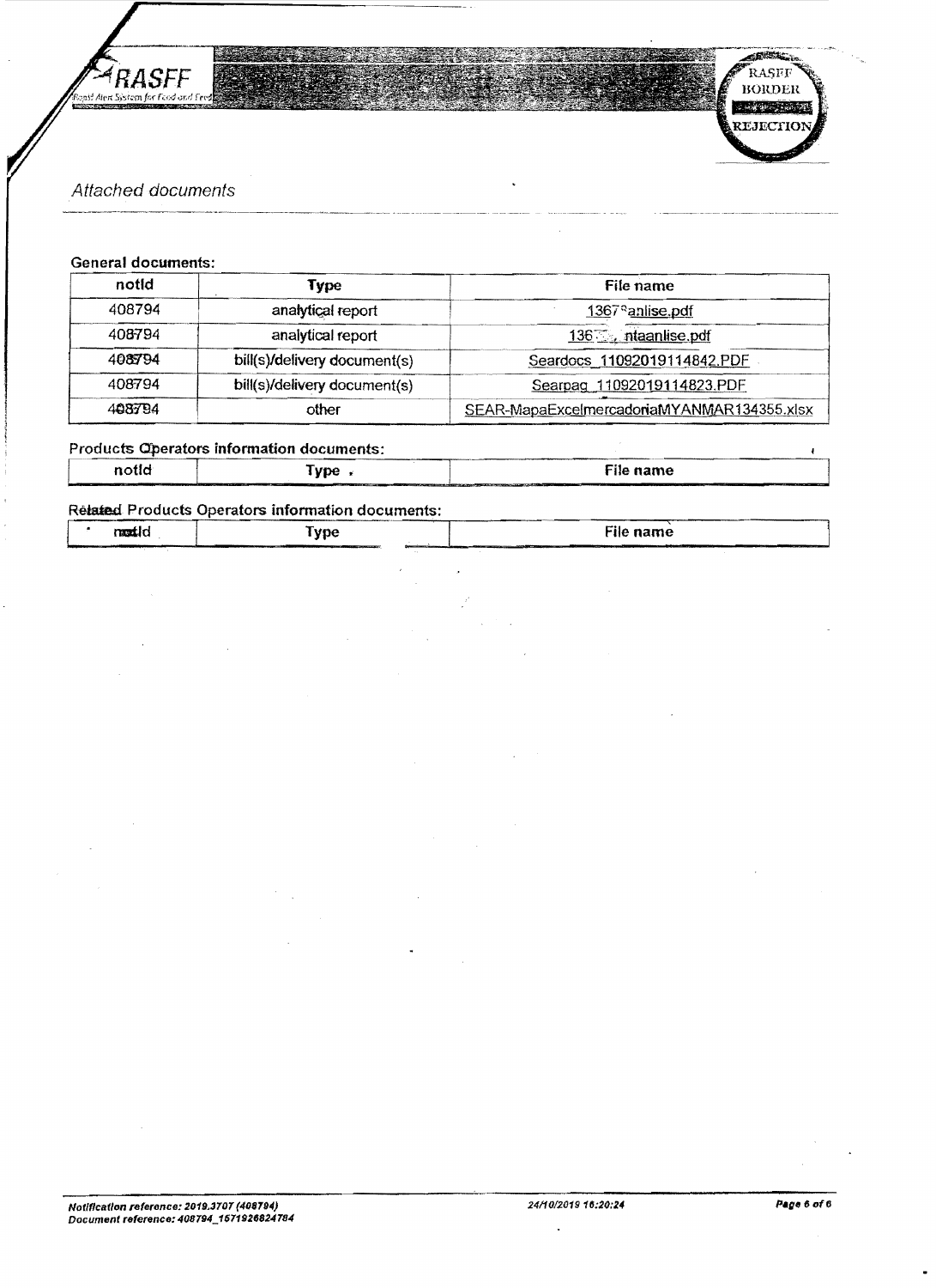## Attached documents

### General documents:

| notId | Type | File name |
| --- | --- | --- |
| 408794 | analytical report | 1367°anlise.pdf |
| 408794 | analytical report | 136 ntaanlise.pdf |
| 408794 | bill(s)/delivery document(s) | Seardocs_11092019114842.PDF |
| 408794 | bill(s)/delivery document(s) | Searpag_11092019114823.PDF |
| 408794 | other | SEAR-MapaExcelmercadoriaMYANMAR134355.xlsx |

### Products Operators information documents:

| notId | Type | File name |
| --- | --- | --- |

### Related Products Operators information documents:

| notId | Type | File name |
| --- | --- | --- |

Notification reference: 2019.3707 (408794)
Document reference: 408794_1571926824784

24/10/2019 16:20:24